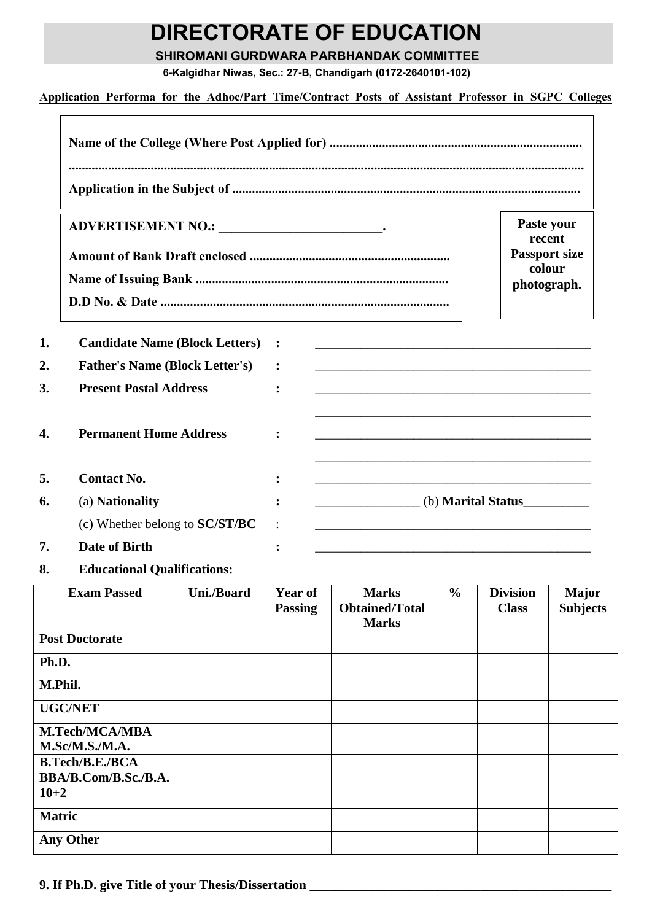# DIRECTORATE OF EDUCATION

**SHIROMANI GURDWARA PARBHANDAK COMMITTEE**

**6-Kalgidhar Niwas, Sec.: 27-B, Chandigarh (0172-2640101-102)**

**Application Performa for the Adhoc/Part Time/Contract Posts of Assistant Professor in SGPC Colleges**

**Name of the College (Where Post Applied for) ............................................................................**

**..........................................................................................................................................................**

**Application in the Subject of .......................................................................................................**

**ADVERTISEMENT NO.: _________________________.**

**Amount of Bank Draft enclosed ............................................................**

**Name of Issuing Bank ............................................................................**

**D.D No. & Date ......................................................................................**

**Paste your recent Passport size colour photograph.**

1. **Candidate Name (Block Letters)** : _____________________________________________
2. **Father's Name (Block Letter's)** : _____________________________________________
3. **Present Postal Address** : _____________________________________________

   _____________________________________________
4. **Permanent Home Address** : _____________________________________________

   _____________________________________________
5. **Contact No.** : _____________________________________________
6. (a) **Nationality** : ________________ (b) **Marital Status**__________

   (c) Whether belong to **SC/ST/BC** : _____________________________________________
7. **Date of Birth** : _____________________________________________
8. **Educational Qualifications:**

| Exam Passed | Uni./Board | Year of Passing | Marks Obtained/Total Marks | % | Division Class | Major Subjects |
|---|---|---|---|---|---|---|
| **Post Doctorate** | | | | | | |
| **Ph.D.** | | | | | | |
| **M.Phil.** | | | | | | |
| **UGC/NET** | | | | | | |
| **M.Tech/MCA/MBA M.Sc/M.S./M.A.** | | | | | | |
| **B.Tech/B.E./BCA BBA/B.Com/B.Sc./B.A.** | | | | | | |
| **10+2** | | | | | | |
| **Matric** | | | | | | |
| **Any Other** | | | | | | |

**9. If Ph.D. give Title of your Thesis/Dissertation ________________________________________________**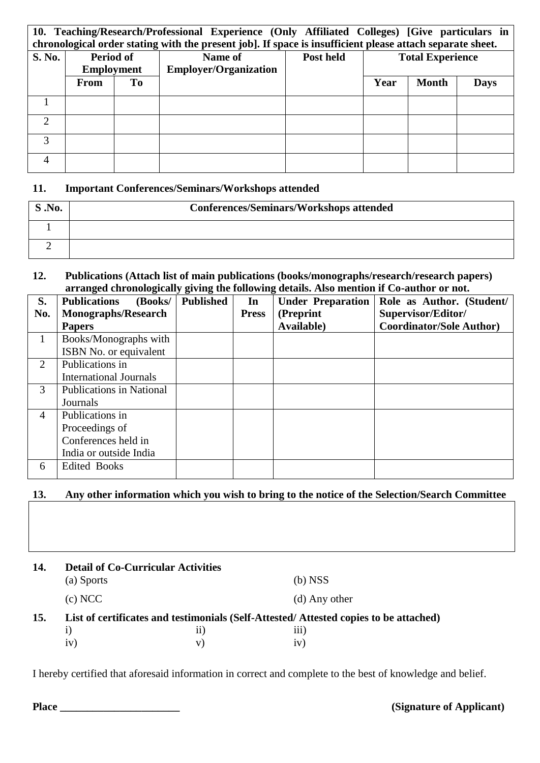**10. Teaching/Research/Professional Experience (Only Affiliated Colleges) [Give particulars in chronological order stating with the present job]. If space is insufficient please attach separate sheet.**

| S. No. | Period of Employment | | Name of Employer/Organization | Post held | Total Experience | | |
|---|---|---|---|---|---|---|---|
| | From | To | | | Year | Month | Days |
| 1 | | | | | | | |
| 2 | | | | | | | |
| 3 | | | | | | | |
| 4 | | | | | | | |

**11. Important Conferences/Seminars/Workshops attended**

| S .No. | Conferences/Seminars/Workshops attended |
|---|---|
| 1 | |
| 2 | |

**12. Publications (Attach list of main publications (books/monographs/research/research papers) arranged chronologically giving the following details. Also mention if Co-author or not.**

| S. No. | Publications (Books/ Monographs/Research Papers | Published | In Press | Under Preparation (Preprint Available) | Role as Author. (Student/ Supervisor/Editor/ Coordinator/Sole Author) |
|---|---|---|---|---|---|
| 1 | Books/Monographs with ISBN No. or equivalent | | | | |
| 2 | Publications in International Journals | | | | |
| 3 | Publications in National Journals | | | | |
| 4 | Publications in Proceedings of Conferences held in India or outside India | | | | |
| 6 | Edited Books | | | | |

**13. Any other information which you wish to bring to the notice of the Selection/Search Committee**

**14. Detail of Co-Curricular Activities**

(a) Sports (b) NSS

(c) NCC (d) Any other

**15. List of certificates and testimonials (Self-Attested/ Attested copies to be attached)**

i) ii) iii)

iv) v) iv)

I hereby certified that aforesaid information in correct and complete to the best of knowledge and belief.

**Place \_\_\_\_\_\_\_\_\_\_\_\_\_\_\_\_\_\_\_\_\_\_** **(Signature of Applicant)**